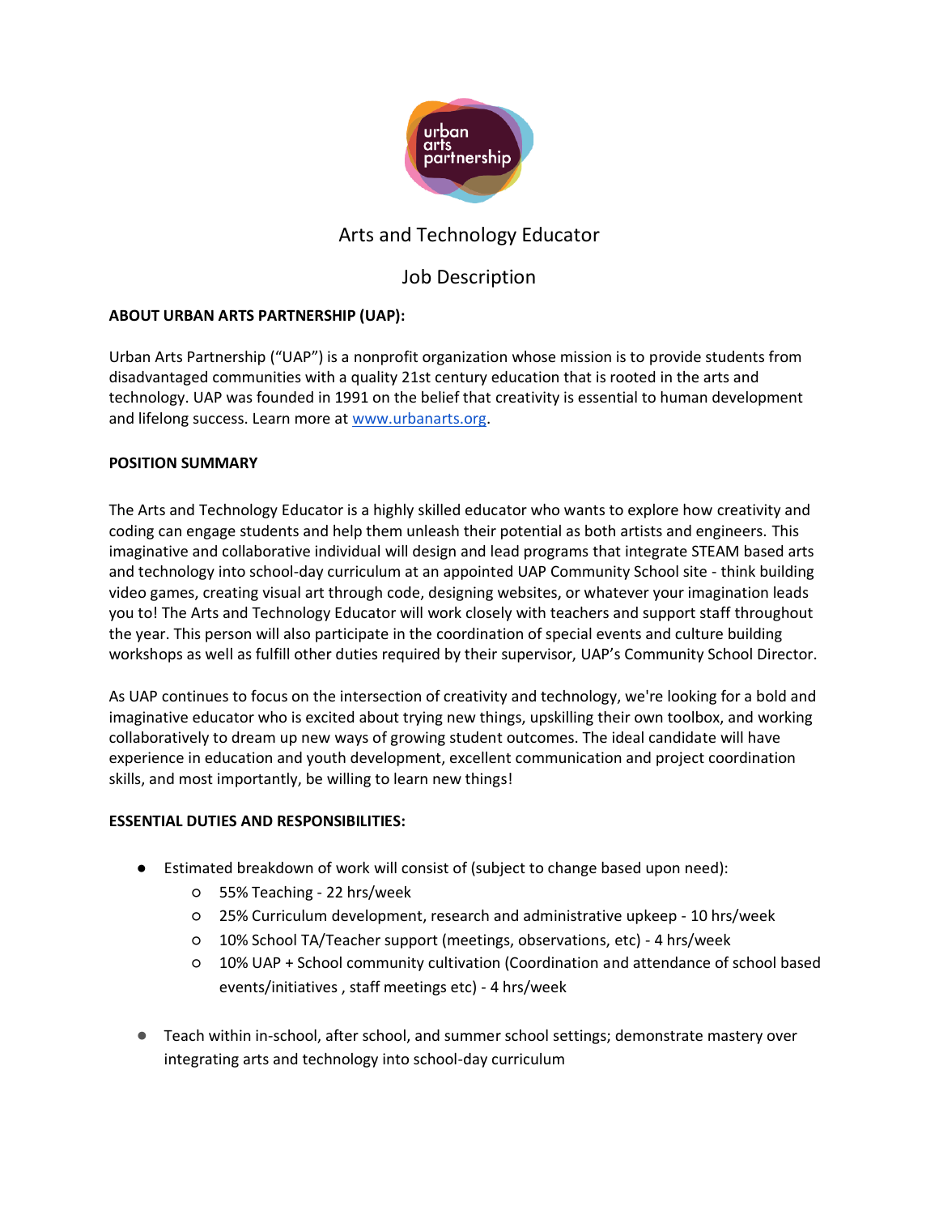# Arts and Technology Educator

## Job Description

**ABOUT URBAN ARTS PARTNERSHIP (UAP):**

Urban Arts Partnership ("UAP") is a nonprofit organization whose mission is to provide students from disadvantaged communities with a quality 21st century education that is rooted in the arts and technology. UAP was founded in 1991 on the belief that creativity is essential to human development and lifelong success. Learn more at [www.urbanarts.org](http://www.urbanarts.org).

**POSITION SUMMARY**

The Arts and Technology Educator is a highly skilled educator who wants to explore how creativity and coding can engage students and help them unleash their potential as both artists and engineers. This imaginative and collaborative individual will design and lead programs that integrate STEAM based arts and technology into school-day curriculum at an appointed UAP Community School site - think building video games, creating visual art through code, designing websites, or whatever your imagination leads you to! The Arts and Technology Educator will work closely with teachers and support staff throughout the year. This person will also participate in the coordination of special events and culture building workshops as well as fulfill other duties required by their supervisor, UAP's Community School Director.

As UAP continues to focus on the intersection of creativity and technology, we're looking for a bold and imaginative educator who is excited about trying new things, upskilling their own toolbox, and working collaboratively to dream up new ways of growing student outcomes. The ideal candidate will have experience in education and youth development, excellent communication and project coordination skills, and most importantly, be willing to learn new things!

**ESSENTIAL DUTIES AND RESPONSIBILITIES:**

- Estimated breakdown of work will consist of (subject to change based upon need):
  - 55% Teaching - 22 hrs/week
  - 25% Curriculum development, research and administrative upkeep - 10 hrs/week
  - 10% School TA/Teacher support (meetings, observations, etc) - 4 hrs/week
  - 10% UAP + School community cultivation (Coordination and attendance of school based events/initiatives , staff meetings etc) - 4 hrs/week
- Teach within in-school, after school, and summer school settings; demonstrate mastery over integrating arts and technology into school-day curriculum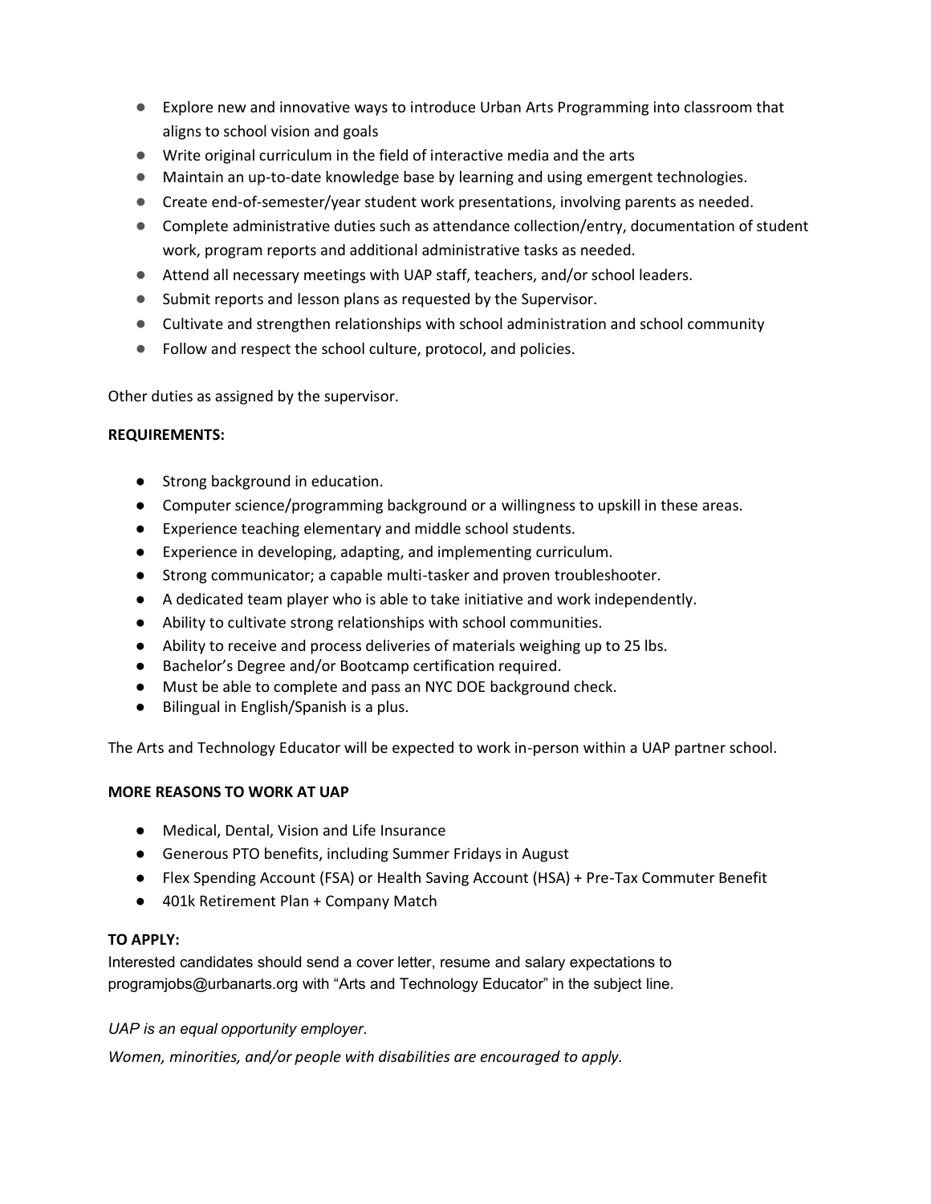- Explore new and innovative ways to introduce Urban Arts Programming into classroom that aligns to school vision and goals
- Write original curriculum in the field of interactive media and the arts
- Maintain an up-to-date knowledge base by learning and using emergent technologies.
- Create end-of-semester/year student work presentations, involving parents as needed.
- Complete administrative duties such as attendance collection/entry, documentation of student work, program reports and additional administrative tasks as needed.
- Attend all necessary meetings with UAP staff, teachers, and/or school leaders.
- Submit reports and lesson plans as requested by the Supervisor.
- Cultivate and strengthen relationships with school administration and school community
- Follow and respect the school culture, protocol, and policies.

Other duties as assigned by the supervisor.

**REQUIREMENTS:**

- Strong background in education.
- Computer science/programming background or a willingness to upskill in these areas.
- Experience teaching elementary and middle school students.
- Experience in developing, adapting, and implementing curriculum.
- Strong communicator; a capable multi-tasker and proven troubleshooter.
- A dedicated team player who is able to take initiative and work independently.
- Ability to cultivate strong relationships with school communities.
- Ability to receive and process deliveries of materials weighing up to 25 lbs.
- Bachelor's Degree and/or Bootcamp certification required.
- Must be able to complete and pass an NYC DOE background check.
- Bilingual in English/Spanish is a plus.

The Arts and Technology Educator will be expected to work in-person within a UAP partner school.

**MORE REASONS TO WORK AT UAP**

- Medical, Dental, Vision and Life Insurance
- Generous PTO benefits, including Summer Fridays in August
- Flex Spending Account (FSA) or Health Saving Account (HSA) + Pre-Tax Commuter Benefit
- 401k Retirement Plan + Company Match

**TO APPLY:**

Interested candidates should send a cover letter, resume and salary expectations to programjobs@urbanarts.org with "Arts and Technology Educator" in the subject line.

*UAP is an equal opportunity employer.*

*Women, minorities, and/or people with disabilities are encouraged to apply.*